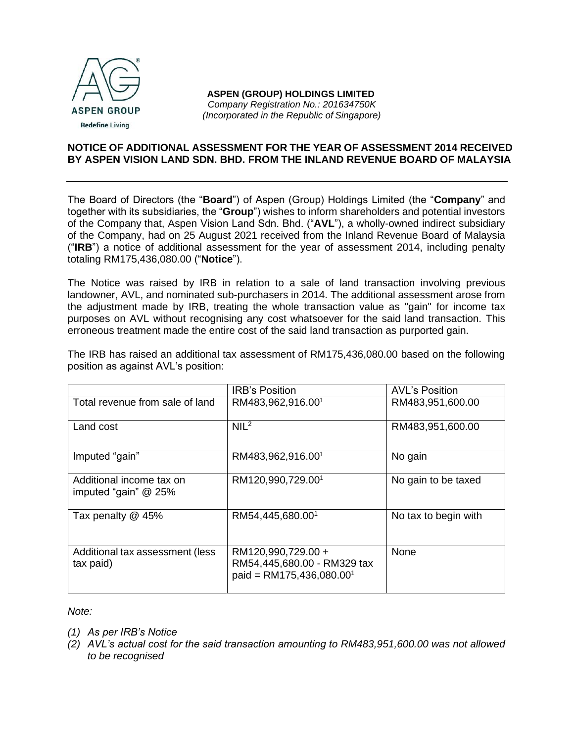**ASPEN (GROUP) HOLDINGS LIMITED**
*Company Registration No.: 201634750K*
*(Incorporated in the Republic of Singapore)*

## NOTICE OF ADDITIONAL ASSESSMENT FOR THE YEAR OF ASSESSMENT 2014 RECEIVED BY ASPEN VISION LAND SDN. BHD. FROM THE INLAND REVENUE BOARD OF MALAYSIA

The Board of Directors (the "**Board**") of Aspen (Group) Holdings Limited (the "**Company**" and together with its subsidiaries, the "**Group**") wishes to inform shareholders and potential investors of the Company that, Aspen Vision Land Sdn. Bhd. ("**AVL**"), a wholly-owned indirect subsidiary of the Company, had on 25 August 2021 received from the Inland Revenue Board of Malaysia ("**IRB**") a notice of additional assessment for the year of assessment 2014, including penalty totaling RM175,436,080.00 ("**Notice**").

The Notice was raised by IRB in relation to a sale of land transaction involving previous landowner, AVL, and nominated sub-purchasers in 2014. The additional assessment arose from the adjustment made by IRB, treating the whole transaction value as "gain" for income tax purposes on AVL without recognising any cost whatsoever for the said land transaction. This erroneous treatment made the entire cost of the said land transaction as purported gain.

The IRB has raised an additional tax assessment of RM175,436,080.00 based on the following position as against AVL's position:

| | IRB's Position | AVL's Position |
|---|---|---|
| Total revenue from sale of land | RM483,962,916.00[1] | RM483,951,600.00 |
| Land cost | NIL[2] | RM483,951,600.00 |
| Imputed "gain" | RM483,962,916.00[1] | No gain |
| Additional income tax on imputed "gain" @ 25% | RM120,990,729.00[1] | No gain to be taxed |
| Tax penalty @ 45% | RM54,445,680.00[1] | No tax to begin with |
| Additional tax assessment (less tax paid) | RM120,990,729.00 + RM54,445,680.00 - RM329 tax paid = RM175,436,080.00[1] | None |

*Note:*

*(1) As per IRB's Notice*

*(2) AVL's actual cost for the said transaction amounting to RM483,951,600.00 was not allowed to be recognised*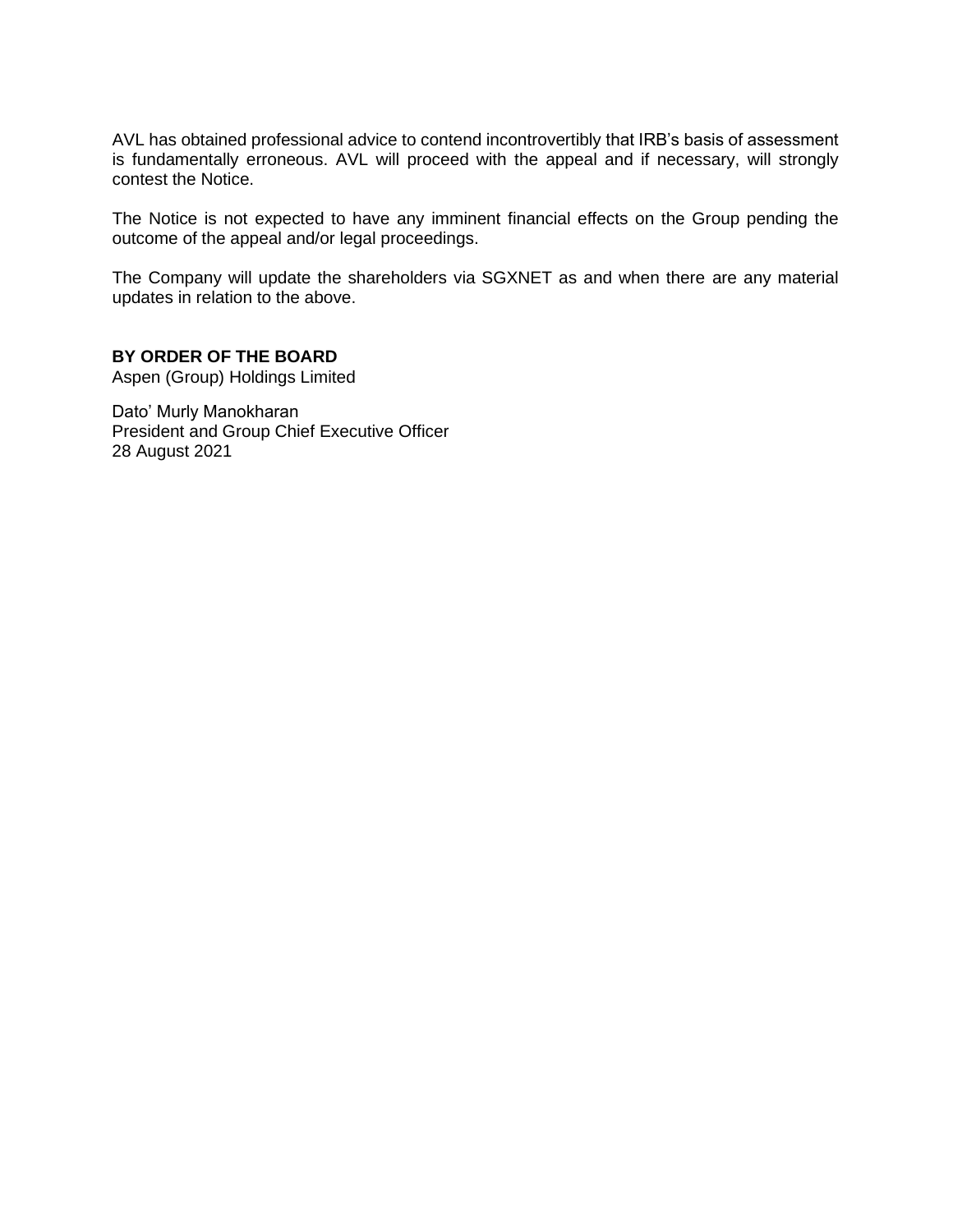AVL has obtained professional advice to contend incontrovertibly that IRB's basis of assessment is fundamentally erroneous. AVL will proceed with the appeal and if necessary, will strongly contest the Notice.

The Notice is not expected to have any imminent financial effects on the Group pending the outcome of the appeal and/or legal proceedings.

The Company will update the shareholders via SGXNET as and when there are any material updates in relation to the above.

**BY ORDER OF THE BOARD**
Aspen (Group) Holdings Limited

Dato' Murly Manokharan
President and Group Chief Executive Officer
28 August 2021